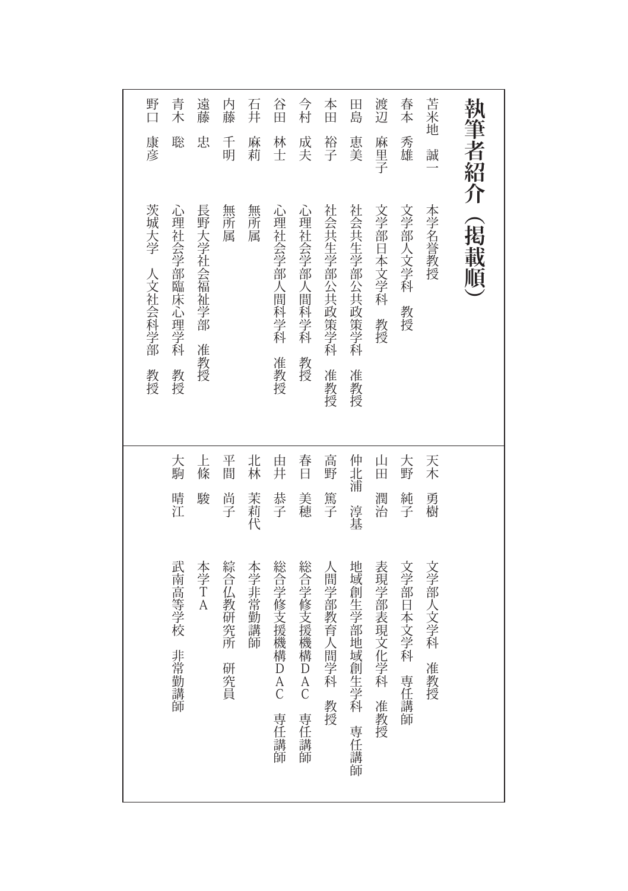# 執筆者紹介（掲載順）

| 氏名 | 所属 |
| --- | --- |
| 苫米地　誠一 | 本学名誉教授 |
| 春本　秀雄 | 文学部人文学科　教授 |
| 渡辺　麻里子 | 文学部日本文学科　教授 |
| 田島　恵美 | 社会共生学部公共政策学科　准教授 |
| 本田　裕子 | 社会共生学部公共政策学科　准教授 |
| 今村　成夫 | 心理社会学部人間科学科　教授 |
| 谷田　林士 | 心理社会学部人間科学科　准教授 |
| 石井　麻莉 | 無所属 |
| 内藤　千明 | 無所属 |
| 遠藤　忠 | 長野大学社会福祉学部　准教授 |
| 青木　聡 | 心理社会学部臨床心理学科　教授 |
| 野口　康彦 | 茨城大学　人文社会科学部　教授 |
| 天木　勇樹 | 文学部人文学科　准教授 |
| 大野　純子 | 文学部日本文学科　専任講師 |
| 山田　潤治 | 表現学部表現文化学科　准教授 |
| 仲北浦　淳基 | 地域創生学部地域創生学科　専任講師 |
| 高野　篤子 | 人間学部教育人間学科　教授 |
| 春日　美穂 | 総合学修支援機構ＤＡＣ　専任講師 |
| 由井　恭子 | 総合学修支援機構ＤＡＣ　専任講師 |
| 北林　茉莉代 | 本学非常勤講師 |
| 平間　尚子 | 綜合仏教研究所　研究員 |
| 上條　駿 | 本学ＴＡ |
| 大駒　晴江 | 武南高等学校　非常勤講師 |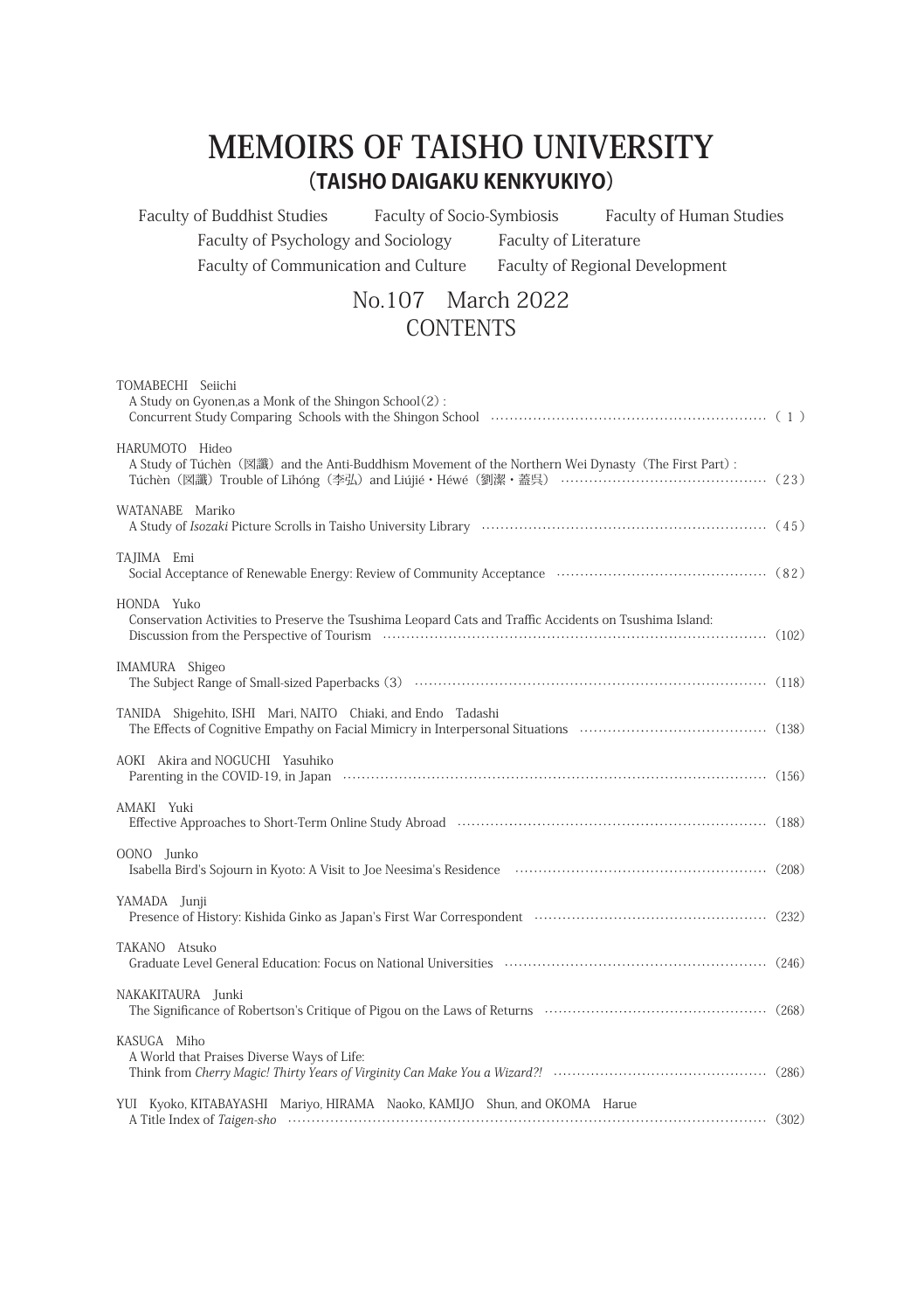# MEMOIRS OF TAISHO UNIVERSITY

## (TAISHO DAIGAKU KENKYUKIYO)

Faculty of Buddhist Studies　Faculty of Socio-Symbiosis　Faculty of Human Studies
Faculty of Psychology and Sociology　Faculty of Literature
Faculty of Communication and Culture　Faculty of Regional Development

## No.107　March 2022
## CONTENTS

TOMABECHI　Seiichi
A Study on Gyonen,as a Monk of the Shingon School(2) :
Concurrent Study Comparing Schools with the Shingon School ……… (1)

HARUMOTO　Hideo
A Study of Túchèn（図讖）and the Anti-Buddhism Movement of the Northern Wei Dynasty（The First Part）:
Túchèn（図讖）Trouble of Lihóng（李弘）and Liújié・Héwé（劉潔・蓋呉） ……… (23)

WATANABE　Mariko
A Study of *Isozaki* Picture Scrolls in Taisho University Library ……… (45)

TAJIMA　Emi
Social Acceptance of Renewable Energy: Review of Community Acceptance ……… (82)

HONDA　Yuko
Conservation Activities to Preserve the Tsushima Leopard Cats and Traffic Accidents on Tsushima Island:
Discussion from the Perspective of Tourism ……… (102)

IMAMURA　Shigeo
The Subject Range of Small-sized Paperbacks (3) ……… (118)

TANIDA　Shigehito, ISHI　Mari, NAITO　Chiaki, and Endo　Tadashi
The Effects of Cognitive Empathy on Facial Mimicry in Interpersonal Situations ……… (138)

AOKI　Akira and NOGUCHI　Yasuhiko
Parenting in the COVID-19, in Japan ……… (156)

AMAKI　Yuki
Effective Approaches to Short-Term Online Study Abroad ……… (188)

OONO　Junko
Isabella Bird's Sojourn in Kyoto: A Visit to Joe Neesima's Residence ……… (208)

YAMADA　Junji
Presence of History: Kishida Ginko as Japan's First War Correspondent ……… (232)

TAKANO　Atsuko
Graduate Level General Education: Focus on National Universities ……… (246)

NAKAKITAURA　Junki
The Significance of Robertson's Critique of Pigou on the Laws of Returns ……… (268)

KASUGA　Miho
A World that Praises Diverse Ways of Life:
Think from *Cherry Magic! Thirty Years of Virginity Can Make You a Wizard?!* ……… (286)

YUI　Kyoko, KITABAYASHI　Mariyo, HIRAMA　Naoko, KAMIJO　Shun, and OKOMA　Harue
A Title Index of *Taigen-sho* ……… (302)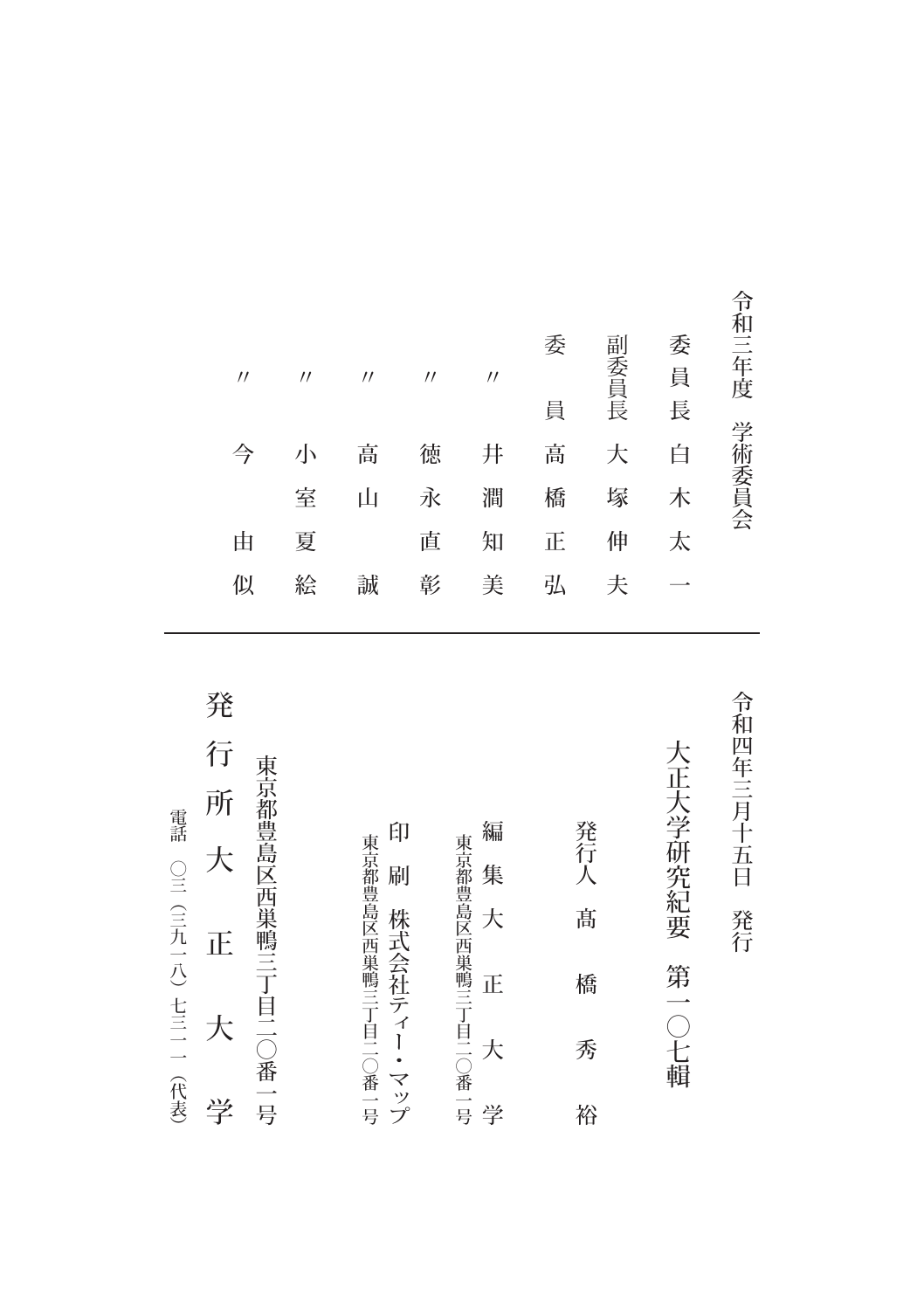令和三年度　学術委員会

委員長　白木太一
副委員長　大塚伸夫
委　員　高橋正弘
〃　井澗知美
〃　徳永直彰
〃　高山　誠
〃　小室夏絵
〃　今　由似

---

令和四年三月十五日　発行

大正大学研究紀要　第一〇七輯

発行人　髙　橋　秀　裕

編　集　大　正　大　学
東京都豊島区西巣鴨三丁目二〇番一号

印　刷　株式会社ティー・マップ
東京都豊島区西巣鴨三丁目二〇番一号

東京都豊島区西巣鴨三丁目二〇番一号

発行所　大　正　大　学

電話　〇三（三九一八）七三一一（代表）